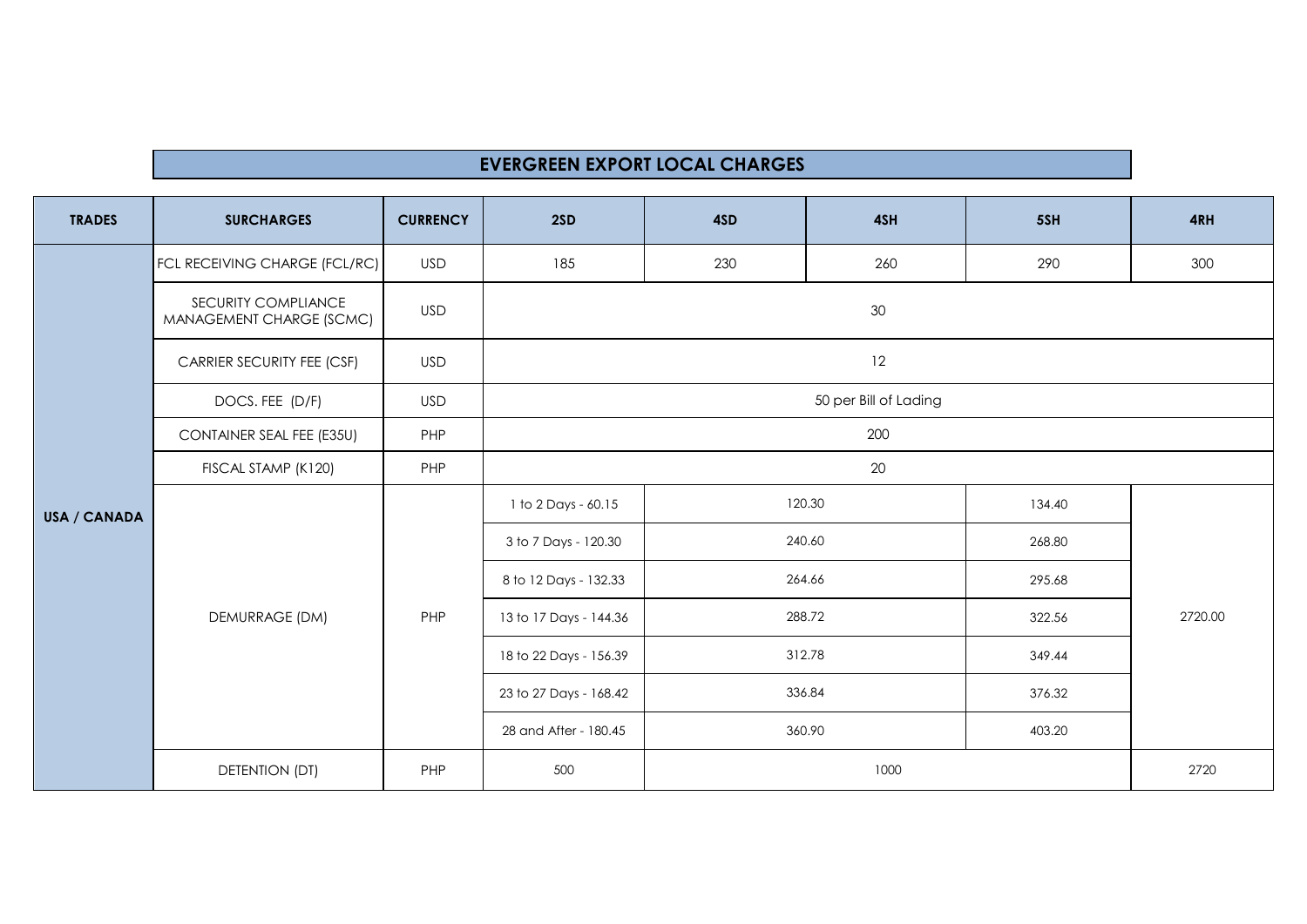# EVERGREEN EXPORT LOCAL CHARGES

| TRADES | SURCHARGES | CURRENCY | 2SD | 4SD | 4SH | 5SH | 4RH |
|---|---|---|---|---|---|---|---|
| USA / CANADA | FCL RECEIVING CHARGE (FCL/RC) | USD | 185 | 230 | 260 | 290 | 300 |
| | SECURITY COMPLIANCE MANAGEMENT CHARGE (SCMC) | USD | 30 | | | | |
| | CARRIER SECURITY FEE (CSF) | USD | 12 | | | | |
| | DOCS. FEE (D/F) | USD | 50 per Bill of Lading | | | | |
| | CONTAINER SEAL FEE (E35U) | PHP | 200 | | | | |
| | FISCAL STAMP (K120) | PHP | 20 | | | | |
| | DEMURRAGE (DM) | PHP | 1 to 2 Days - 60.15 | 120.30 | | 134.40 | 2720.00 |
| | | | 3 to 7 Days - 120.30 | 240.60 | | 268.80 | |
| | | | 8 to 12 Days - 132.33 | 264.66 | | 295.68 | |
| | | | 13 to 17 Days - 144.36 | 288.72 | | 322.56 | |
| | | | 18 to 22 Days - 156.39 | 312.78 | | 349.44 | |
| | | | 23 to 27 Days - 168.42 | 336.84 | | 376.32 | |
| | | | 28 and After - 180.45 | 360.90 | | 403.20 | |
| | DETENTION (DT) | PHP | 500 | 1000 | | | 2720 |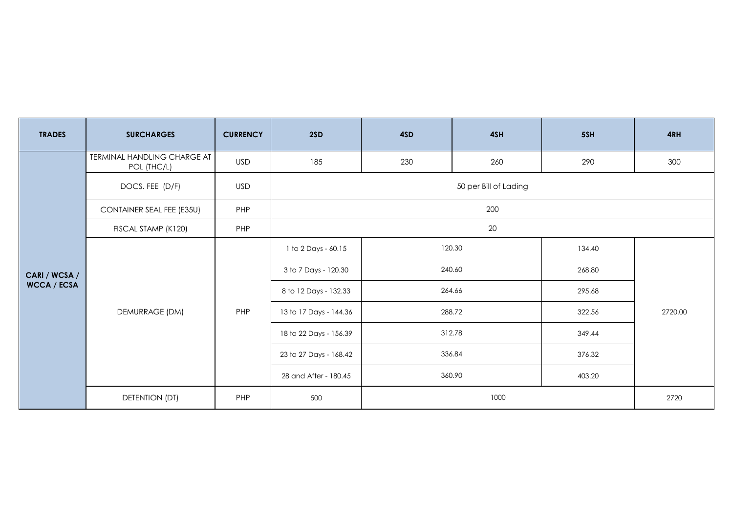| TRADES | SURCHARGES | CURRENCY | 2SD | 4SD | 4SH | 5SH | 4RH |
|---|---|---|---|---|---|---|---|
| CARI / WCSA / WCCA / ECSA | TERMINAL HANDLING CHARGE AT POL (THC/L) | USD | 185 | 230 | 260 | 290 | 300 |
| | DOCS. FEE (D/F) | USD | 50 per Bill of Lading | | | | |
| | CONTAINER SEAL FEE (E35U) | PHP | 200 | | | | |
| | FISCAL STAMP (K120) | PHP | 20 | | | | |
| | DEMURRAGE (DM) | PHP | 1 to 2 Days - 60.15 | 120.30 | | 134.40 | 2720.00 |
| | | | 3 to 7 Days - 120.30 | 240.60 | | 268.80 | |
| | | | 8 to 12 Days - 132.33 | 264.66 | | 295.68 | |
| | | | 13 to 17 Days - 144.36 | 288.72 | | 322.56 | |
| | | | 18 to 22 Days - 156.39 | 312.78 | | 349.44 | |
| | | | 23 to 27 Days - 168.42 | 336.84 | | 376.32 | |
| | | | 28 and After - 180.45 | 360.90 | | 403.20 | |
| | DETENTION (DT) | PHP | 500 | 1000 | | | 2720 |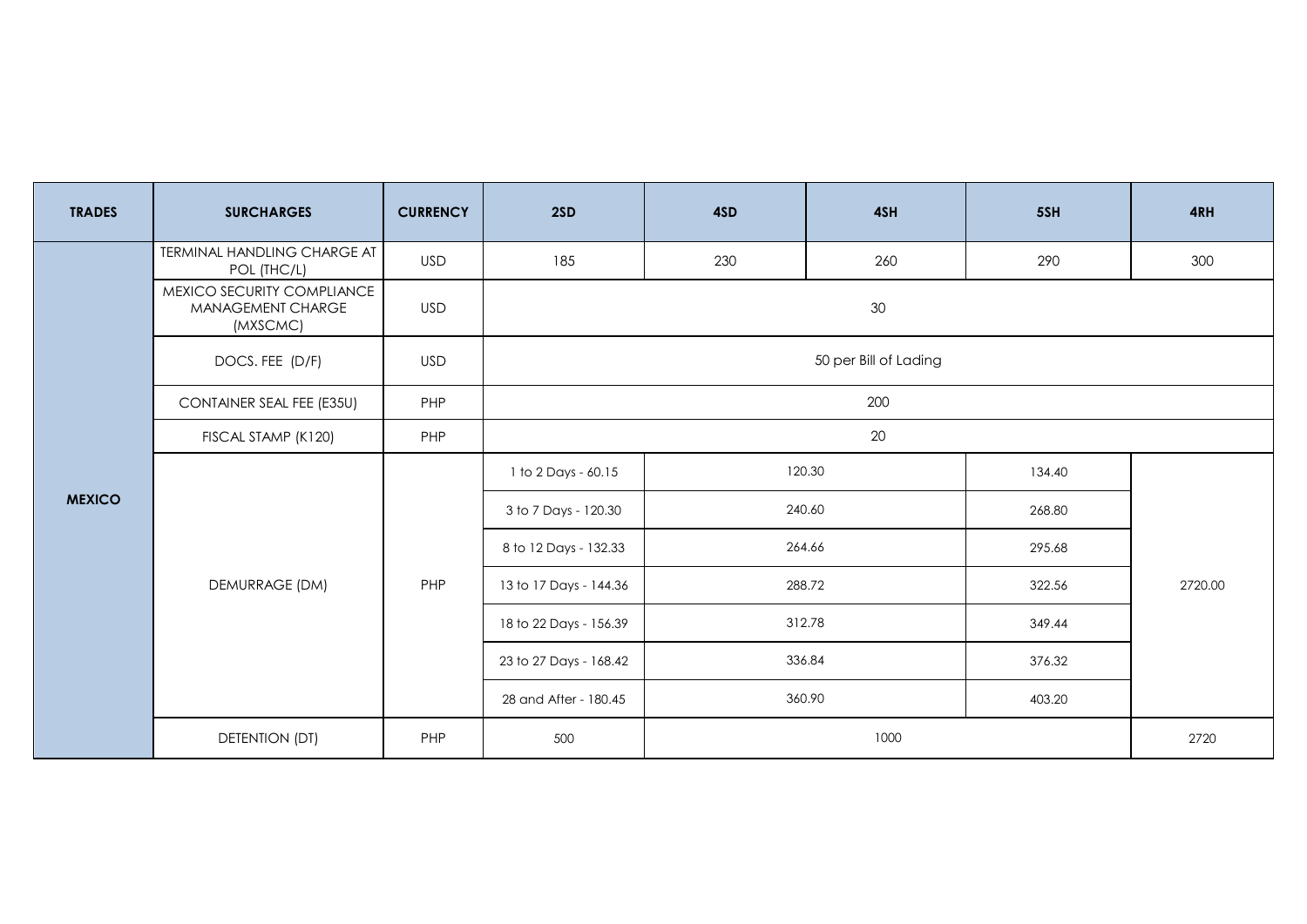| TRADES | SURCHARGES | CURRENCY | 2SD | 4SD | 4SH | 5SH | 4RH |
|---|---|---|---|---|---|---|---|
| MEXICO | TERMINAL HANDLING CHARGE AT POL (THC/L) | USD | 185 | 230 | 260 | 290 | 300 |
| | MEXICO SECURITY COMPLIANCE MANAGEMENT CHARGE (MXSCMC) | USD | 30 | | | | |
| | DOCS. FEE (D/F) | USD | 50 per Bill of Lading | | | | |
| | CONTAINER SEAL FEE (E35U) | PHP | 200 | | | | |
| | FISCAL STAMP (K120) | PHP | 20 | | | | |
| | DEMURRAGE (DM) | PHP | 1 to 2 Days - 60.15 | 120.30 | | 134.40 | 2720.00 |
| | | | 3 to 7 Days - 120.30 | 240.60 | | 268.80 | |
| | | | 8 to 12 Days - 132.33 | 264.66 | | 295.68 | |
| | | | 13 to 17 Days - 144.36 | 288.72 | | 322.56 | |
| | | | 18 to 22 Days - 156.39 | 312.78 | | 349.44 | |
| | | | 23 to 27 Days - 168.42 | 336.84 | | 376.32 | |
| | | | 28 and After - 180.45 | 360.90 | | 403.20 | |
| | DETENTION (DT) | PHP | 500 | 1000 | | | 2720 |